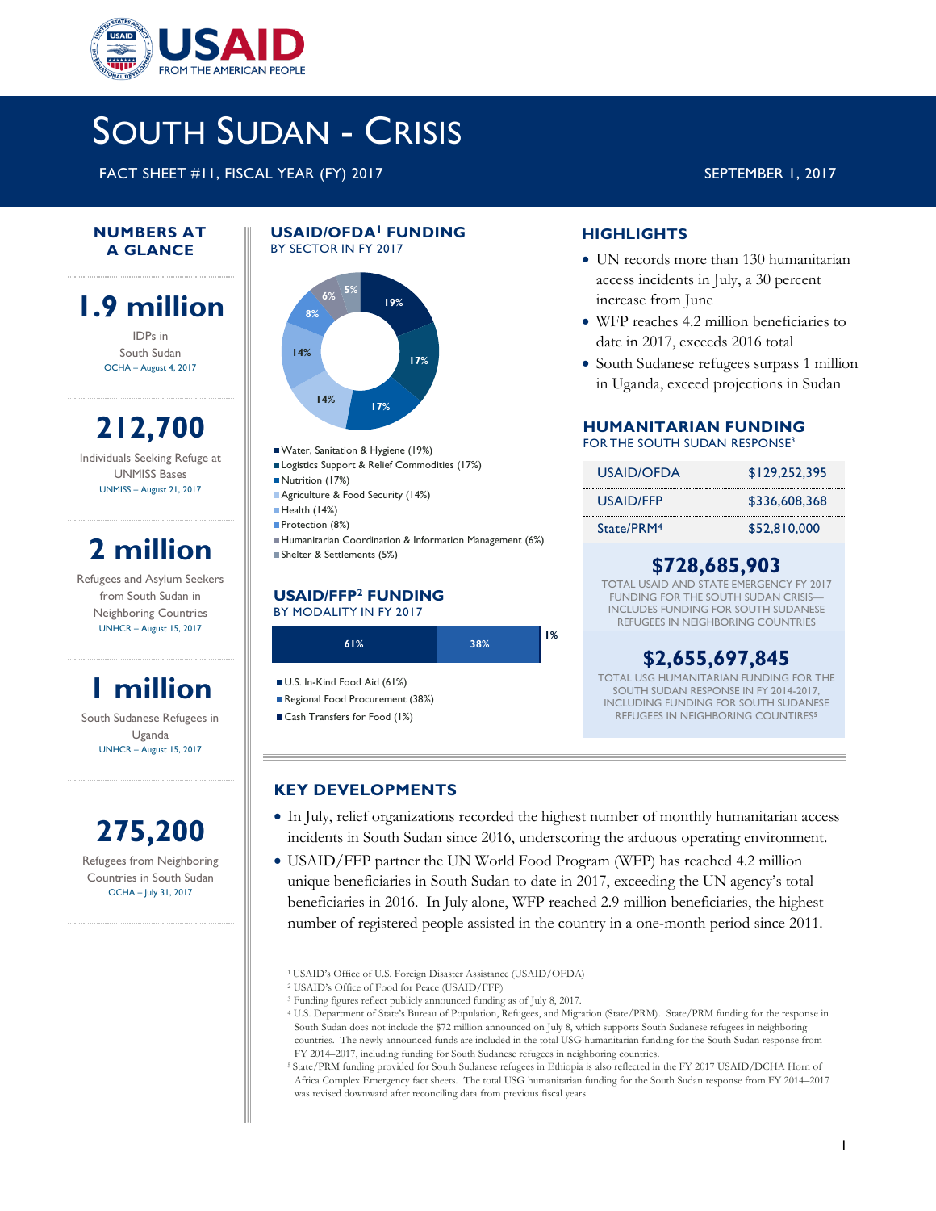# SOUTH SUDAN - CRISIS

FACT SHEET #11, FISCAL YEAR (FY) 2017

SEPTEMBER 1, 2017

## NUMBERS AT A GLANCE

**1.9 million**

IDPs in South Sudan

OCHA – August 4, 2017

**212,700**

Individuals Seeking Refuge at UNMISS Bases

UNMISS – August 21, 2017

**2 million**

Refugees and Asylum Seekers from South Sudan in Neighboring Countries

UNHCR – August 15, 2017

**1 million**

South Sudanese Refugees in Uganda

UNHCR – August 15, 2017

**275,200**

Refugees from Neighboring Countries in South Sudan

OCHA – July 31, 2017

## USAID/OFDA[1] FUNDING

BY SECTOR IN FY 2017

- Water, Sanitation & Hygiene (19%)
- Logistics Support & Relief Commodities (17%)
- Nutrition (17%)
- Agriculture & Food Security (14%)
- Health (14%)
- Protection (8%)
- Humanitarian Coordination & Information Management (6%)
- Shelter & Settlements (5%)

## USAID/FFP[2] FUNDING

BY MODALITY IN FY 2017

- U.S. In-Kind Food Aid (61%)
- Regional Food Procurement (38%)
- Cash Transfers for Food (1%)

## HIGHLIGHTS

- UN records more than 130 humanitarian access incidents in July, a 30 percent increase from June
- WFP reaches 4.2 million beneficiaries to date in 2017, exceeds 2016 total
- South Sudanese refugees surpass 1 million in Uganda, exceed projections in Sudan

## HUMANITARIAN FUNDING

FOR THE SOUTH SUDAN RESPONSE[3]

| | |
|---|---|
| USAID/OFDA | $129,252,395 |
| USAID/FFP | $336,608,368 |
| State/PRM[4] | $52,810,000 |

**$728,685,903**

TOTAL USAID AND STATE EMERGENCY FY 2017 FUNDING FOR THE SOUTH SUDAN CRISIS—INCLUDES FUNDING FOR SOUTH SUDANESE REFUGEES IN NEIGHBORING COUNTRIES

**$2,655,697,845**

TOTAL USG HUMANITARIAN FUNDING FOR THE SOUTH SUDAN RESPONSE IN FY 2014-2017, INCLUDING FUNDING FOR SOUTH SUDANESE REFUGEES IN NEIGHBORING COUNTRIES[5]

## KEY DEVELOPMENTS

- In July, relief organizations recorded the highest number of monthly humanitarian access incidents in South Sudan since 2016, underscoring the arduous operating environment.
- USAID/FFP partner the UN World Food Program (WFP) has reached 4.2 million unique beneficiaries in South Sudan to date in 2017, exceeding the UN agency's total beneficiaries in 2016. In July alone, WFP reached 2.9 million beneficiaries, the highest number of registered people assisted in the country in a one-month period since 2011.

[1] USAID's Office of U.S. Foreign Disaster Assistance (USAID/OFDA)
[2] USAID's Office of Food for Peace (USAID/FFP)
[3] Funding figures reflect publicly announced funding as of July 8, 2017.
[4] U.S. Department of State's Bureau of Population, Refugees, and Migration (State/PRM). State/PRM funding for the response in South Sudan does not include the $72 million announced on July 8, which supports South Sudanese refugees in neighboring countries. The newly announced funds are included in the total USG humanitarian funding for the South Sudan response from FY 2014–2017, including funding for South Sudanese refugees in neighboring countries.
[5] State/PRM funding provided for South Sudanese refugees in Ethiopia is also reflected in the FY 2017 USAID/DCHA Horn of Africa Complex Emergency fact sheets. The total USG humanitarian funding for the South Sudan response from FY 2014–2017 was revised downward after reconciling data from previous fiscal years.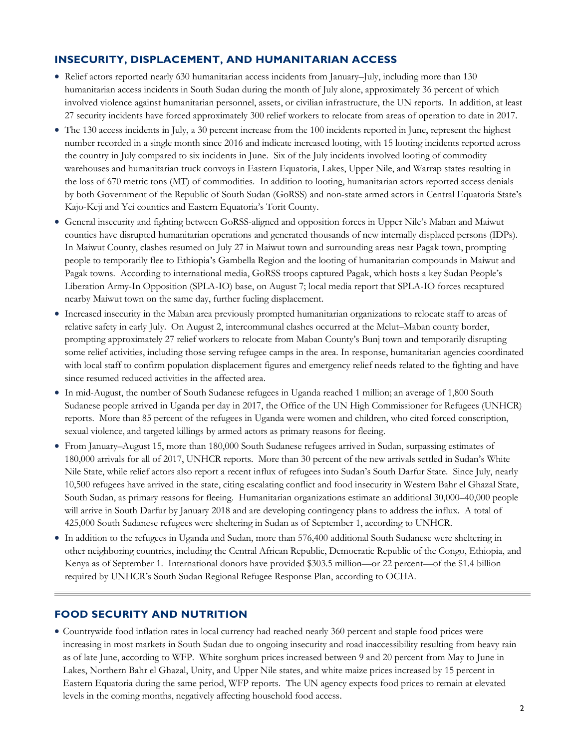## INSECURITY, DISPLACEMENT, AND HUMANITARIAN ACCESS

- Relief actors reported nearly 630 humanitarian access incidents from January–July, including more than 130 humanitarian access incidents in South Sudan during the month of July alone, approximately 36 percent of which involved violence against humanitarian personnel, assets, or civilian infrastructure, the UN reports. In addition, at least 27 security incidents have forced approximately 300 relief workers to relocate from areas of operation to date in 2017.
- The 130 access incidents in July, a 30 percent increase from the 100 incidents reported in June, represent the highest number recorded in a single month since 2016 and indicate increased looting, with 15 looting incidents reported across the country in July compared to six incidents in June. Six of the July incidents involved looting of commodity warehouses and humanitarian truck convoys in Eastern Equatoria, Lakes, Upper Nile, and Warrap states resulting in the loss of 670 metric tons (MT) of commodities. In addition to looting, humanitarian actors reported access denials by both Government of the Republic of South Sudan (GoRSS) and non-state armed actors in Central Equatoria State's Kajo-Keji and Yei counties and Eastern Equatoria's Torit County.
- General insecurity and fighting between GoRSS-aligned and opposition forces in Upper Nile's Maban and Maiwut counties have disrupted humanitarian operations and generated thousands of new internally displaced persons (IDPs). In Maiwut County, clashes resumed on July 27 in Maiwut town and surrounding areas near Pagak town, prompting people to temporarily flee to Ethiopia's Gambella Region and the looting of humanitarian compounds in Maiwut and Pagak towns. According to international media, GoRSS troops captured Pagak, which hosts a key Sudan People's Liberation Army-In Opposition (SPLA-IO) base, on August 7; local media report that SPLA-IO forces recaptured nearby Maiwut town on the same day, further fueling displacement.
- Increased insecurity in the Maban area previously prompted humanitarian organizations to relocate staff to areas of relative safety in early July. On August 2, intercommunal clashes occurred at the Melut–Maban county border, prompting approximately 27 relief workers to relocate from Maban County's Bunj town and temporarily disrupting some relief activities, including those serving refugee camps in the area. In response, humanitarian agencies coordinated with local staff to confirm population displacement figures and emergency relief needs related to the fighting and have since resumed reduced activities in the affected area.
- In mid-August, the number of South Sudanese refugees in Uganda reached 1 million; an average of 1,800 South Sudanese people arrived in Uganda per day in 2017, the Office of the UN High Commissioner for Refugees (UNHCR) reports. More than 85 percent of the refugees in Uganda were women and children, who cited forced conscription, sexual violence, and targeted killings by armed actors as primary reasons for fleeing.
- From January–August 15, more than 180,000 South Sudanese refugees arrived in Sudan, surpassing estimates of 180,000 arrivals for all of 2017, UNHCR reports. More than 30 percent of the new arrivals settled in Sudan's White Nile State, while relief actors also report a recent influx of refugees into Sudan's South Darfur State. Since July, nearly 10,500 refugees have arrived in the state, citing escalating conflict and food insecurity in Western Bahr el Ghazal State, South Sudan, as primary reasons for fleeing. Humanitarian organizations estimate an additional 30,000–40,000 people will arrive in South Darfur by January 2018 and are developing contingency plans to address the influx. A total of 425,000 South Sudanese refugees were sheltering in Sudan as of September 1, according to UNHCR.
- In addition to the refugees in Uganda and Sudan, more than 576,400 additional South Sudanese were sheltering in other neighboring countries, including the Central African Republic, Democratic Republic of the Congo, Ethiopia, and Kenya as of September 1. International donors have provided $303.5 million—or 22 percent—of the $1.4 billion required by UNHCR's South Sudan Regional Refugee Response Plan, according to OCHA.

## FOOD SECURITY AND NUTRITION

- Countrywide food inflation rates in local currency had reached nearly 360 percent and staple food prices were increasing in most markets in South Sudan due to ongoing insecurity and road inaccessibility resulting from heavy rain as of late June, according to WFP. White sorghum prices increased between 9 and 20 percent from May to June in Lakes, Northern Bahr el Ghazal, Unity, and Upper Nile states, and white maize prices increased by 15 percent in Eastern Equatoria during the same period, WFP reports. The UN agency expects food prices to remain at elevated levels in the coming months, negatively affecting household food access.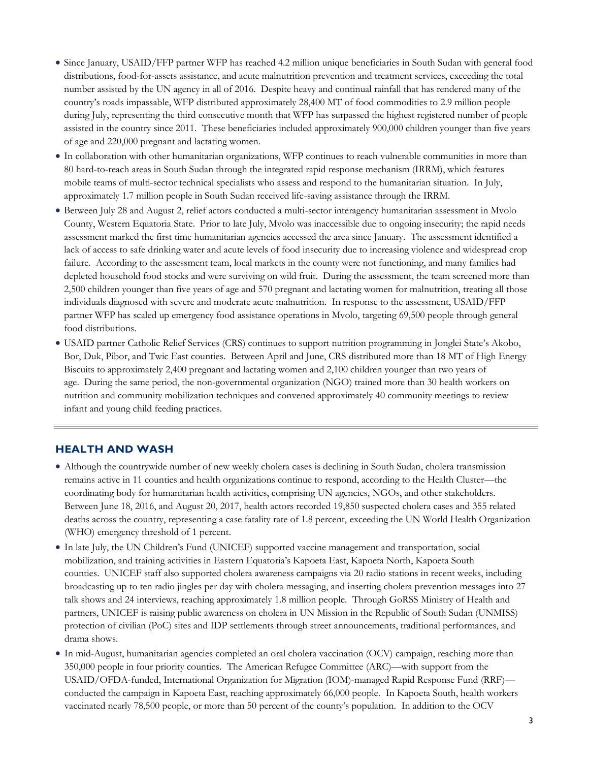- Since January, USAID/FFP partner WFP has reached 4.2 million unique beneficiaries in South Sudan with general food distributions, food-for-assets assistance, and acute malnutrition prevention and treatment services, exceeding the total number assisted by the UN agency in all of 2016. Despite heavy and continual rainfall that has rendered many of the country's roads impassable, WFP distributed approximately 28,400 MT of food commodities to 2.9 million people during July, representing the third consecutive month that WFP has surpassed the highest registered number of people assisted in the country since 2011. These beneficiaries included approximately 900,000 children younger than five years of age and 220,000 pregnant and lactating women.
- In collaboration with other humanitarian organizations, WFP continues to reach vulnerable communities in more than 80 hard-to-reach areas in South Sudan through the integrated rapid response mechanism (IRRM), which features mobile teams of multi-sector technical specialists who assess and respond to the humanitarian situation. In July, approximately 1.7 million people in South Sudan received life-saving assistance through the IRRM.
- Between July 28 and August 2, relief actors conducted a multi-sector interagency humanitarian assessment in Mvolo County, Western Equatoria State. Prior to late July, Mvolo was inaccessible due to ongoing insecurity; the rapid needs assessment marked the first time humanitarian agencies accessed the area since January. The assessment identified a lack of access to safe drinking water and acute levels of food insecurity due to increasing violence and widespread crop failure. According to the assessment team, local markets in the county were not functioning, and many families had depleted household food stocks and were surviving on wild fruit. During the assessment, the team screened more than 2,500 children younger than five years of age and 570 pregnant and lactating women for malnutrition, treating all those individuals diagnosed with severe and moderate acute malnutrition. In response to the assessment, USAID/FFP partner WFP has scaled up emergency food assistance operations in Mvolo, targeting 69,500 people through general food distributions.
- USAID partner Catholic Relief Services (CRS) continues to support nutrition programming in Jonglei State's Akobo, Bor, Duk, Pibor, and Twic East counties. Between April and June, CRS distributed more than 18 MT of High Energy Biscuits to approximately 2,400 pregnant and lactating women and 2,100 children younger than two years of age. During the same period, the non-governmental organization (NGO) trained more than 30 health workers on nutrition and community mobilization techniques and convened approximately 40 community meetings to review infant and young child feeding practices.

## HEALTH AND WASH

- Although the countrywide number of new weekly cholera cases is declining in South Sudan, cholera transmission remains active in 11 counties and health organizations continue to respond, according to the Health Cluster—the coordinating body for humanitarian health activities, comprising UN agencies, NGOs, and other stakeholders. Between June 18, 2016, and August 20, 2017, health actors recorded 19,850 suspected cholera cases and 355 related deaths across the country, representing a case fatality rate of 1.8 percent, exceeding the UN World Health Organization (WHO) emergency threshold of 1 percent.
- In late July, the UN Children's Fund (UNICEF) supported vaccine management and transportation, social mobilization, and training activities in Eastern Equatoria's Kapoeta East, Kapoeta North, Kapoeta South counties. UNICEF staff also supported cholera awareness campaigns via 20 radio stations in recent weeks, including broadcasting up to ten radio jingles per day with cholera messaging, and inserting cholera prevention messages into 27 talk shows and 24 interviews, reaching approximately 1.8 million people. Through GoRSS Ministry of Health and partners, UNICEF is raising public awareness on cholera in UN Mission in the Republic of South Sudan (UNMISS) protection of civilian (PoC) sites and IDP settlements through street announcements, traditional performances, and drama shows.
- In mid-August, humanitarian agencies completed an oral cholera vaccination (OCV) campaign, reaching more than 350,000 people in four priority counties. The American Refugee Committee (ARC)—with support from the USAID/OFDA-funded, International Organization for Migration (IOM)-managed Rapid Response Fund (RRF)—conducted the campaign in Kapoeta East, reaching approximately 66,000 people. In Kapoeta South, health workers vaccinated nearly 78,500 people, or more than 50 percent of the county's population. In addition to the OCV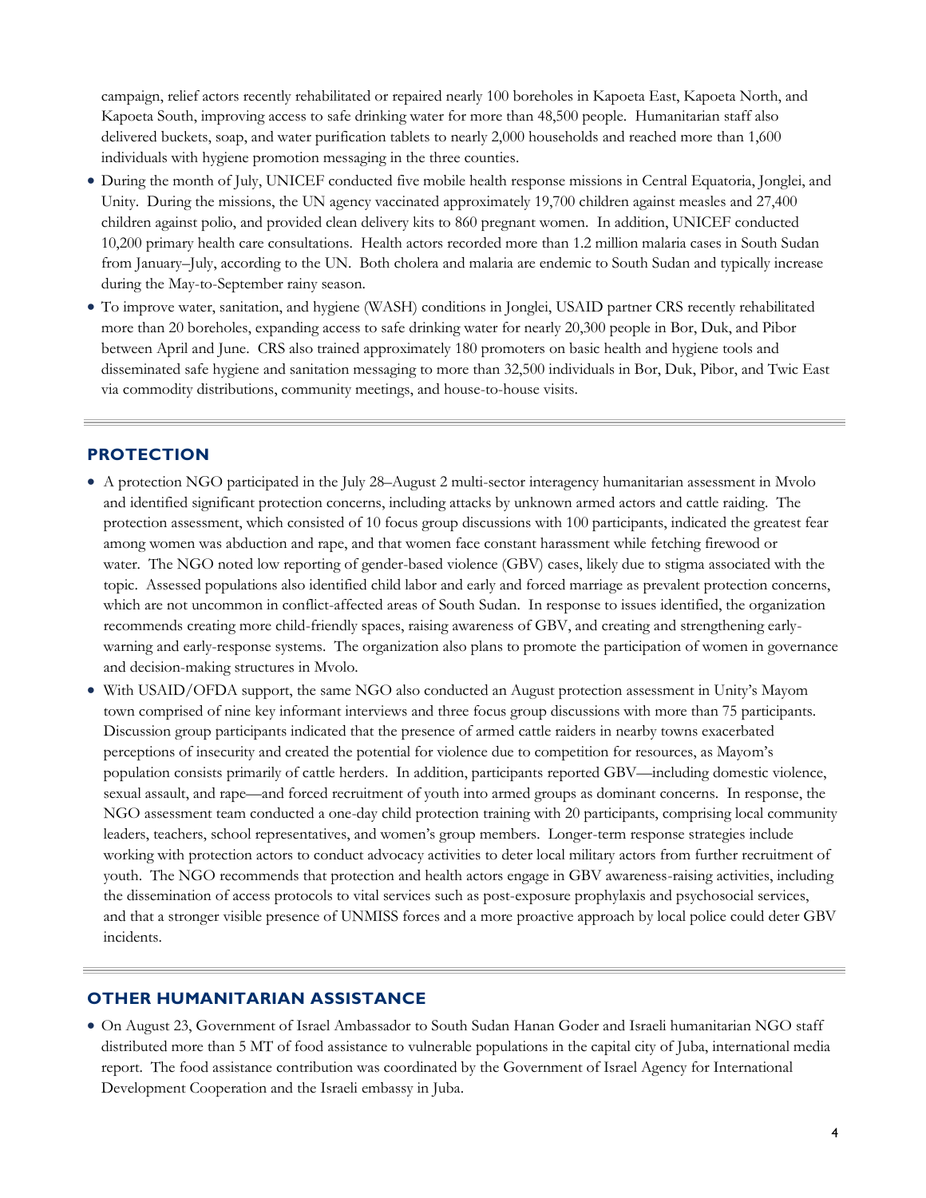campaign, relief actors recently rehabilitated or repaired nearly 100 boreholes in Kapoeta East, Kapoeta North, and Kapoeta South, improving access to safe drinking water for more than 48,500 people. Humanitarian staff also delivered buckets, soap, and water purification tablets to nearly 2,000 households and reached more than 1,600 individuals with hygiene promotion messaging in the three counties.

- During the month of July, UNICEF conducted five mobile health response missions in Central Equatoria, Jonglei, and Unity. During the missions, the UN agency vaccinated approximately 19,700 children against measles and 27,400 children against polio, and provided clean delivery kits to 860 pregnant women. In addition, UNICEF conducted 10,200 primary health care consultations. Health actors recorded more than 1.2 million malaria cases in South Sudan from January–July, according to the UN. Both cholera and malaria are endemic to South Sudan and typically increase during the May-to-September rainy season.
- To improve water, sanitation, and hygiene (WASH) conditions in Jonglei, USAID partner CRS recently rehabilitated more than 20 boreholes, expanding access to safe drinking water for nearly 20,300 people in Bor, Duk, and Pibor between April and June. CRS also trained approximately 180 promoters on basic health and hygiene tools and disseminated safe hygiene and sanitation messaging to more than 32,500 individuals in Bor, Duk, Pibor, and Twic East via commodity distributions, community meetings, and house-to-house visits.

## PROTECTION

- A protection NGO participated in the July 28–August 2 multi-sector interagency humanitarian assessment in Mvolo and identified significant protection concerns, including attacks by unknown armed actors and cattle raiding. The protection assessment, which consisted of 10 focus group discussions with 100 participants, indicated the greatest fear among women was abduction and rape, and that women face constant harassment while fetching firewood or water. The NGO noted low reporting of gender-based violence (GBV) cases, likely due to stigma associated with the topic. Assessed populations also identified child labor and early and forced marriage as prevalent protection concerns, which are not uncommon in conflict-affected areas of South Sudan. In response to issues identified, the organization recommends creating more child-friendly spaces, raising awareness of GBV, and creating and strengthening early-warning and early-response systems. The organization also plans to promote the participation of women in governance and decision-making structures in Mvolo.
- With USAID/OFDA support, the same NGO also conducted an August protection assessment in Unity's Mayom town comprised of nine key informant interviews and three focus group discussions with more than 75 participants. Discussion group participants indicated that the presence of armed cattle raiders in nearby towns exacerbated perceptions of insecurity and created the potential for violence due to competition for resources, as Mayom's population consists primarily of cattle herders. In addition, participants reported GBV—including domestic violence, sexual assault, and rape—and forced recruitment of youth into armed groups as dominant concerns. In response, the NGO assessment team conducted a one-day child protection training with 20 participants, comprising local community leaders, teachers, school representatives, and women's group members. Longer-term response strategies include working with protection actors to conduct advocacy activities to deter local military actors from further recruitment of youth. The NGO recommends that protection and health actors engage in GBV awareness-raising activities, including the dissemination of access protocols to vital services such as post-exposure prophylaxis and psychosocial services, and that a stronger visible presence of UNMISS forces and a more proactive approach by local police could deter GBV incidents.

## OTHER HUMANITARIAN ASSISTANCE

- On August 23, Government of Israel Ambassador to South Sudan Hanan Goder and Israeli humanitarian NGO staff distributed more than 5 MT of food assistance to vulnerable populations in the capital city of Juba, international media report. The food assistance contribution was coordinated by the Government of Israel Agency for International Development Cooperation and the Israeli embassy in Juba.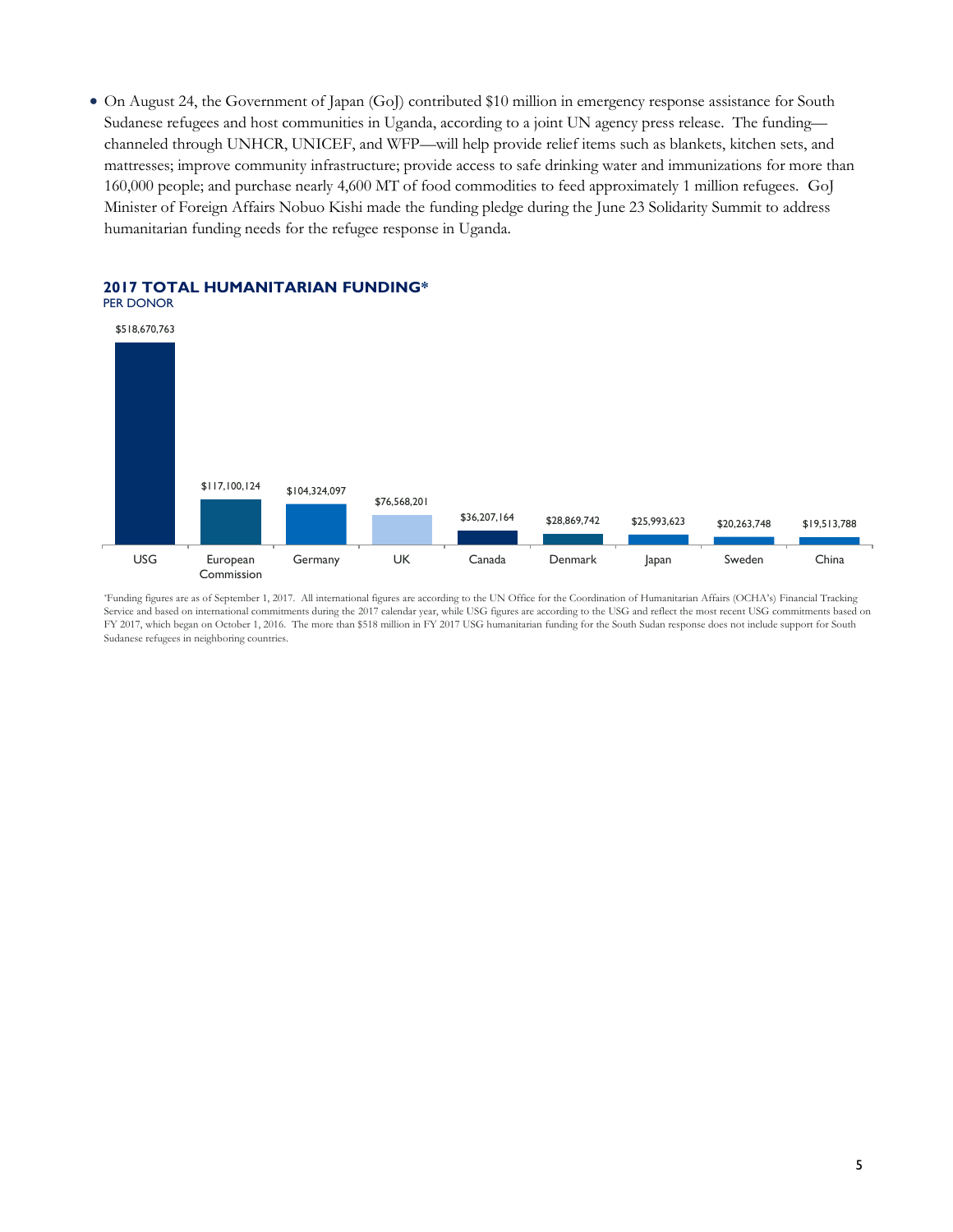- On August 24, the Government of Japan (GoJ) contributed $10 million in emergency response assistance for South Sudanese refugees and host communities in Uganda, according to a joint UN agency press release. The funding—channeled through UNHCR, UNICEF, and WFP—will help provide relief items such as blankets, kitchen sets, and mattresses; improve community infrastructure; provide access to safe drinking water and immunizations for more than 160,000 people; and purchase nearly 4,600 MT of food commodities to feed approximately 1 million refugees. GoJ Minister of Foreign Affairs Nobuo Kishi made the funding pledge during the June 23 Solidarity Summit to address humanitarian funding needs for the refugee response in Uganda.

## 2017 TOTAL HUMANITARIAN FUNDING*

PER DONOR

| Donor | Funding |
|---|---|
| USG | $518,670,763 |
| European Commission | $117,100,124 |
| Germany | $104,324,097 |
| UK | $76,568,201 |
| Canada | $36,207,164 |
| Denmark | $28,869,742 |
| Japan | $25,993,623 |
| Sweden | $20,263,748 |
| China | $19,513,788 |

*Funding figures are as of September 1, 2017. All international figures are according to the UN Office for the Coordination of Humanitarian Affairs (OCHA's) Financial Tracking Service and based on international commitments during the 2017 calendar year, while USG figures are according to the USG and reflect the most recent USG commitments based on FY 2017, which began on October 1, 2016. The more than $518 million in FY 2017 USG humanitarian funding for the South Sudan response does not include support for South Sudanese refugees in neighboring countries.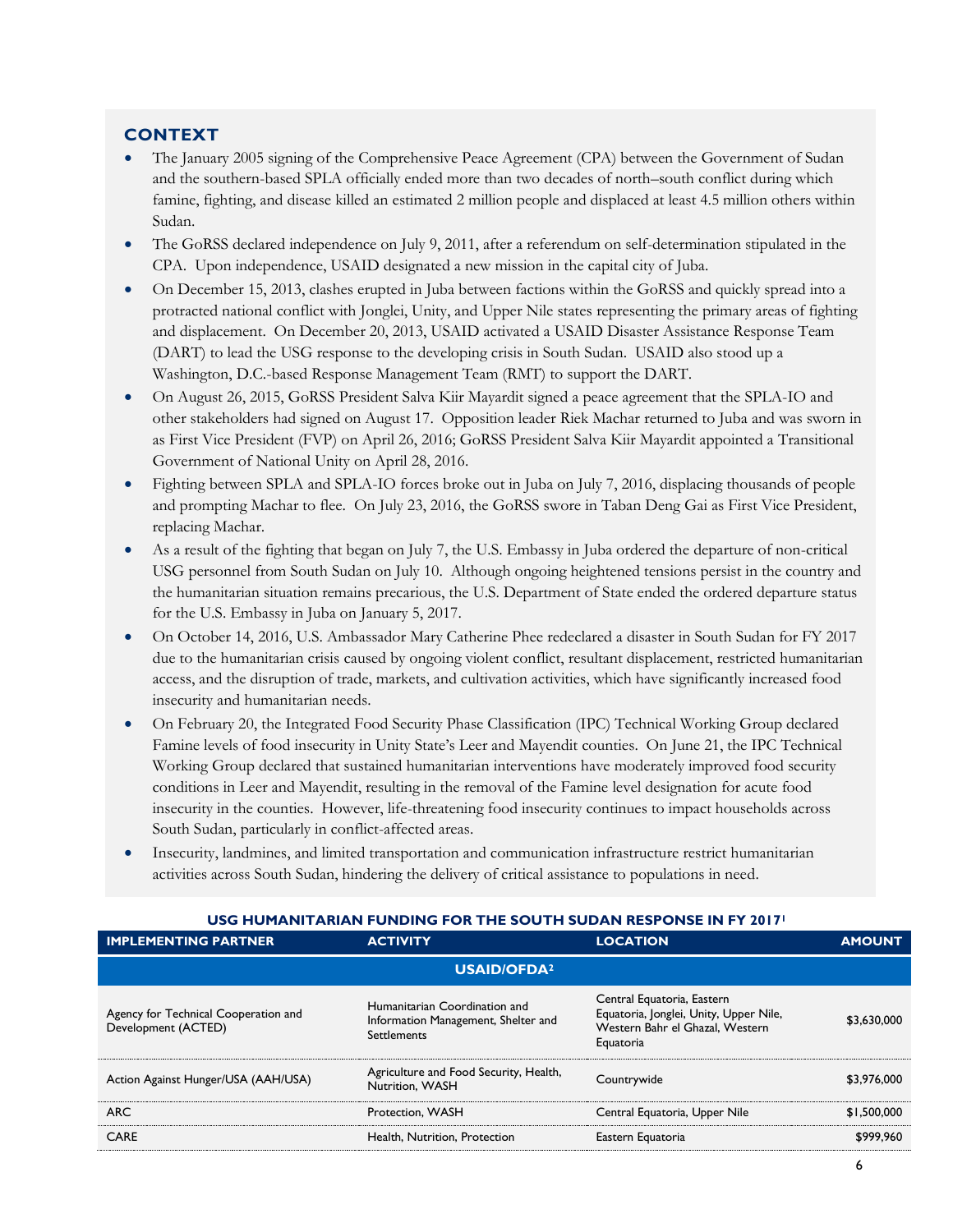## CONTEXT

- The January 2005 signing of the Comprehensive Peace Agreement (CPA) between the Government of Sudan and the southern-based SPLA officially ended more than two decades of north–south conflict during which famine, fighting, and disease killed an estimated 2 million people and displaced at least 4.5 million others within Sudan.
- The GoRSS declared independence on July 9, 2011, after a referendum on self-determination stipulated in the CPA. Upon independence, USAID designated a new mission in the capital city of Juba.
- On December 15, 2013, clashes erupted in Juba between factions within the GoRSS and quickly spread into a protracted national conflict with Jonglei, Unity, and Upper Nile states representing the primary areas of fighting and displacement. On December 20, 2013, USAID activated a USAID Disaster Assistance Response Team (DART) to lead the USG response to the developing crisis in South Sudan. USAID also stood up a Washington, D.C.-based Response Management Team (RMT) to support the DART.
- On August 26, 2015, GoRSS President Salva Kiir Mayardit signed a peace agreement that the SPLA-IO and other stakeholders had signed on August 17. Opposition leader Riek Machar returned to Juba and was sworn in as First Vice President (FVP) on April 26, 2016; GoRSS President Salva Kiir Mayardit appointed a Transitional Government of National Unity on April 28, 2016.
- Fighting between SPLA and SPLA-IO forces broke out in Juba on July 7, 2016, displacing thousands of people and prompting Machar to flee. On July 23, 2016, the GoRSS swore in Taban Deng Gai as First Vice President, replacing Machar.
- As a result of the fighting that began on July 7, the U.S. Embassy in Juba ordered the departure of non-critical USG personnel from South Sudan on July 10. Although ongoing heightened tensions persist in the country and the humanitarian situation remains precarious, the U.S. Department of State ended the ordered departure status for the U.S. Embassy in Juba on January 5, 2017.
- On October 14, 2016, U.S. Ambassador Mary Catherine Phee redeclared a disaster in South Sudan for FY 2017 due to the humanitarian crisis caused by ongoing violent conflict, resultant displacement, restricted humanitarian access, and the disruption of trade, markets, and cultivation activities, which have significantly increased food insecurity and humanitarian needs.
- On February 20, the Integrated Food Security Phase Classification (IPC) Technical Working Group declared Famine levels of food insecurity in Unity State's Leer and Mayendit counties. On June 21, the IPC Technical Working Group declared that sustained humanitarian interventions have moderately improved food security conditions in Leer and Mayendit, resulting in the removal of the Famine level designation for acute food insecurity in the counties. However, life-threatening food insecurity continues to impact households across South Sudan, particularly in conflict-affected areas.
- Insecurity, landmines, and limited transportation and communication infrastructure restrict humanitarian activities across South Sudan, hindering the delivery of critical assistance to populations in need.

### USG HUMANITARIAN FUNDING FOR THE SOUTH SUDAN RESPONSE IN FY 2017[1]

| IMPLEMENTING PARTNER | ACTIVITY | LOCATION | AMOUNT |
|---|---|---|---|
| | **USAID/OFDA[2]** | | |
| Agency for Technical Cooperation and Development (ACTED) | Humanitarian Coordination and Information Management, Shelter and Settlements | Central Equatoria, Eastern Equatoria, Jonglei, Unity, Upper Nile, Western Bahr el Ghazal, Western Equatoria | $3,630,000 |
| Action Against Hunger/USA (AAH/USA) | Agriculture and Food Security, Health, Nutrition, WASH | Countrywide | $3,976,000 |
| ARC | Protection, WASH | Central Equatoria, Upper Nile | $1,500,000 |
| CARE | Health, Nutrition, Protection | Eastern Equatoria | $999,960 |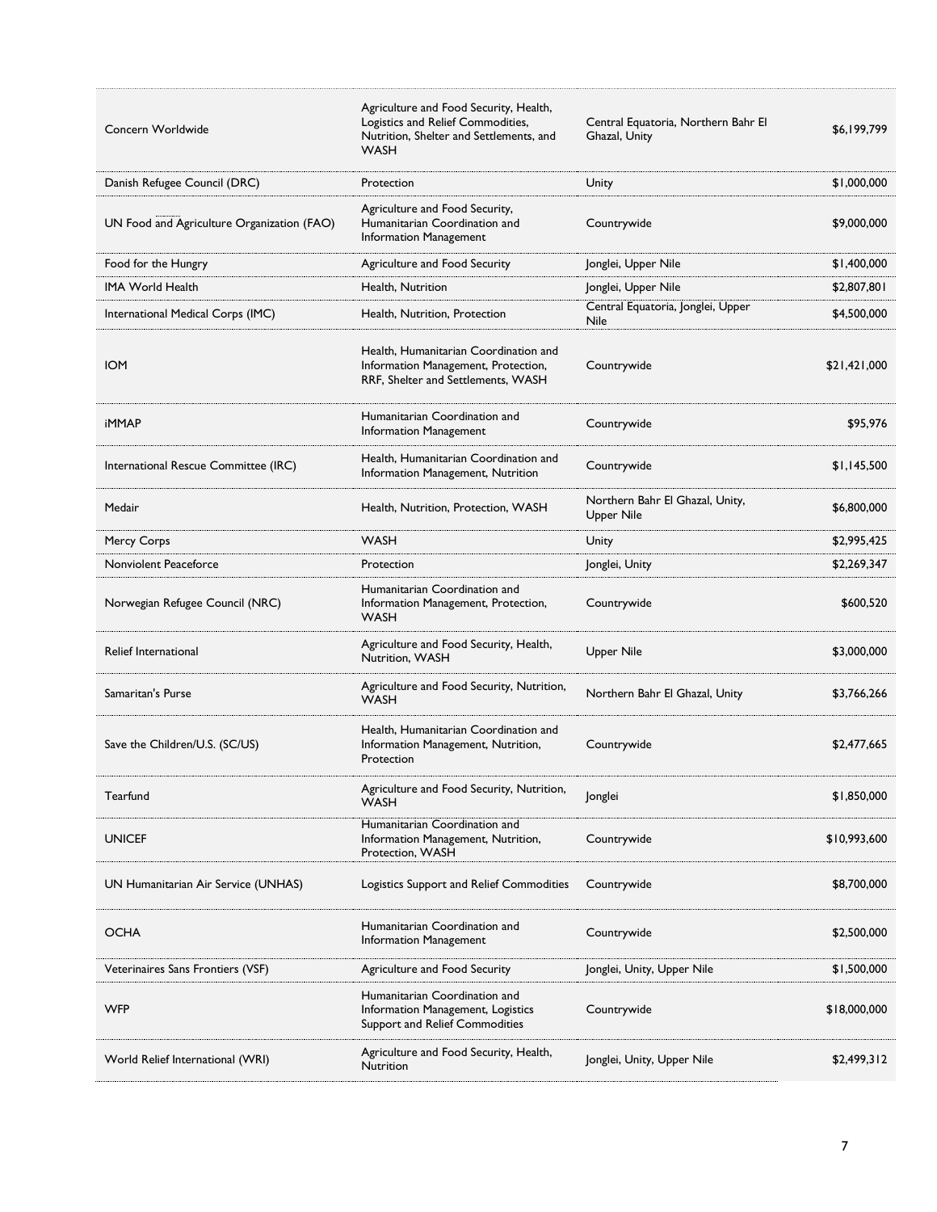| Concern Worldwide | Agriculture and Food Security, Health, Logistics and Relief Commodities, Nutrition, Shelter and Settlements, and WASH | Central Equatoria, Northern Bahr El Ghazal, Unity | $6,199,799 |
|---|---|---|---|
| Danish Refugee Council (DRC) | Protection | Unity | $1,000,000 |
| UN Food and Agriculture Organization (FAO) | Agriculture and Food Security, Humanitarian Coordination and Information Management | Countrywide | $9,000,000 |
| Food for the Hungry | Agriculture and Food Security | Jonglei, Upper Nile | $1,400,000 |
| IMA World Health | Health, Nutrition | Jonglei, Upper Nile | $2,807,801 |
| International Medical Corps (IMC) | Health, Nutrition, Protection | Central Equatoria, Jonglei, Upper Nile | $4,500,000 |
| IOM | Health, Humanitarian Coordination and Information Management, Protection, RRF, Shelter and Settlements, WASH | Countrywide | $21,421,000 |
| iMMAP | Humanitarian Coordination and Information Management | Countrywide | $95,976 |
| International Rescue Committee (IRC) | Health, Humanitarian Coordination and Information Management, Nutrition | Countrywide | $1,145,500 |
| Medair | Health, Nutrition, Protection, WASH | Northern Bahr El Ghazal, Unity, Upper Nile | $6,800,000 |
| Mercy Corps | WASH | Unity | $2,995,425 |
| Nonviolent Peaceforce | Protection | Jonglei, Unity | $2,269,347 |
| Norwegian Refugee Council (NRC) | Humanitarian Coordination and Information Management, Protection, WASH | Countrywide | $600,520 |
| Relief International | Agriculture and Food Security, Health, Nutrition, WASH | Upper Nile | $3,000,000 |
| Samaritan's Purse | Agriculture and Food Security, Nutrition, WASH | Northern Bahr El Ghazal, Unity | $3,766,266 |
| Save the Children/U.S. (SC/US) | Health, Humanitarian Coordination and Information Management, Nutrition, Protection | Countrywide | $2,477,665 |
| Tearfund | Agriculture and Food Security, Nutrition, WASH | Jonglei | $1,850,000 |
| UNICEF | Humanitarian Coordination and Information Management, Nutrition, Protection, WASH | Countrywide | $10,993,600 |
| UN Humanitarian Air Service (UNHAS) | Logistics Support and Relief Commodities | Countrywide | $8,700,000 |
| OCHA | Humanitarian Coordination and Information Management | Countrywide | $2,500,000 |
| Veterinaires Sans Frontiers (VSF) | Agriculture and Food Security | Jonglei, Unity, Upper Nile | $1,500,000 |
| WFP | Humanitarian Coordination and Information Management, Logistics Support and Relief Commodities | Countrywide | $18,000,000 |
| World Relief International (WRI) | Agriculture and Food Security, Health, Nutrition | Jonglei, Unity, Upper Nile | $2,499,312 |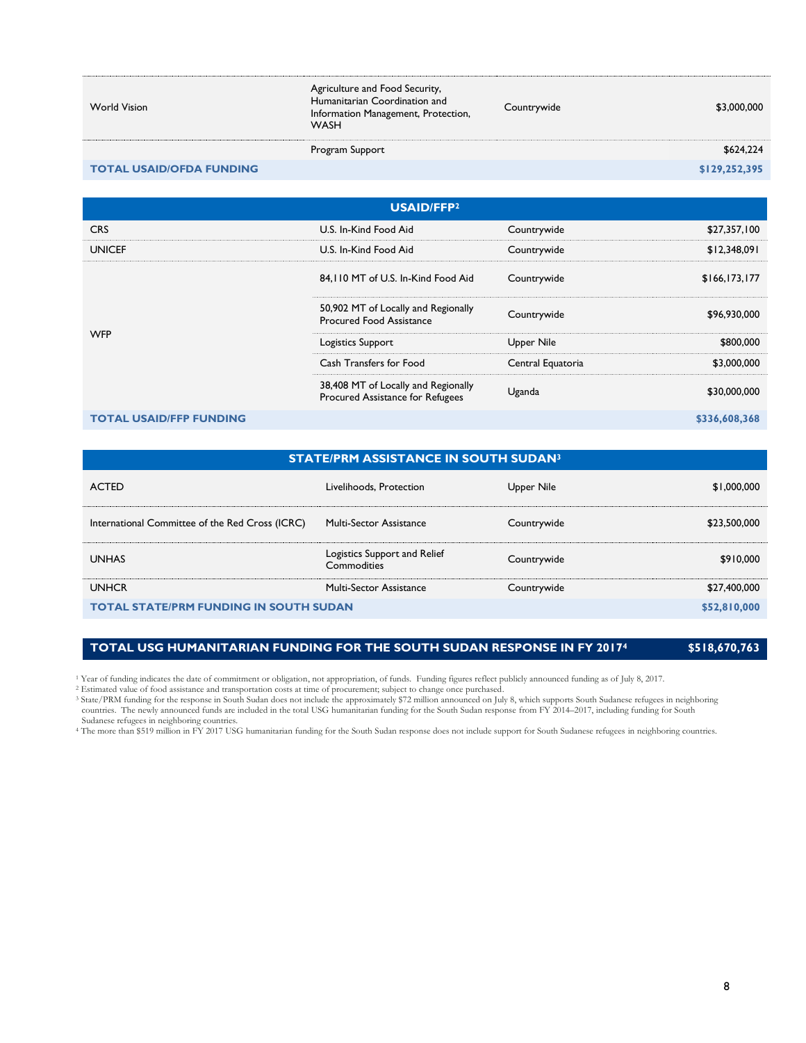| | | | |
|---|---|---|---|
| World Vision | Agriculture and Food Security, Humanitarian Coordination and Information Management, Protection, WASH | Countrywide | $3,000,000 |
| | Program Support | | $624,224 |
| **TOTAL USAID/OFDA FUNDING** | | | **$129,252,395** |

| **USAID/FFP[2]** | | | |
|---|---|---|---|
| CRS | U.S. In-Kind Food Aid | Countrywide | $27,357,100 |
| UNICEF | U.S. In-Kind Food Aid | Countrywide | $12,348,091 |
| WFP | 84,110 MT of U.S. In-Kind Food Aid | Countrywide | $166,173,177 |
| | 50,902 MT of Locally and Regionally Procured Food Assistance | Countrywide | $96,930,000 |
| | Logistics Support | Upper Nile | $800,000 |
| | Cash Transfers for Food | Central Equatoria | $3,000,000 |
| | 38,408 MT of Locally and Regionally Procured Assistance for Refugees | Uganda | $30,000,000 |
| **TOTAL USAID/FFP FUNDING** | | | **$336,608,368** |

| **STATE/PRM ASSISTANCE IN SOUTH SUDAN[3]** | | | |
|---|---|---|---|
| ACTED | Livelihoods, Protection | Upper Nile | $1,000,000 |
| International Committee of the Red Cross (ICRC) | Multi-Sector Assistance | Countrywide | $23,500,000 |
| UNHAS | Logistics Support and Relief Commodities | Countrywide | $910,000 |
| UNHCR | Multi-Sector Assistance | Countrywide | $27,400,000 |
| **TOTAL STATE/PRM FUNDING IN SOUTH SUDAN** | | | **$52,810,000** |

| **TOTAL USG HUMANITARIAN FUNDING FOR THE SOUTH SUDAN RESPONSE IN FY 2017[4]** | **$518,670,763** |
|---|---|

[1] Year of funding indicates the date of commitment or obligation, not appropriation, of funds. Funding figures reflect publicly announced funding as of July 8, 2017.
[2] Estimated value of food assistance and transportation costs at time of procurement; subject to change once purchased.
[3] State/PRM funding for the response in South Sudan does not include the approximately $72 million announced on July 8, which supports South Sudanese refugees in neighboring countries. The newly announced funds are included in the total USG humanitarian funding for the South Sudan response from FY 2014–2017, including funding for South Sudanese refugees in neighboring countries.
[4] The more than $519 million in FY 2017 USG humanitarian funding for the South Sudan response does not include support for South Sudanese refugees in neighboring countries.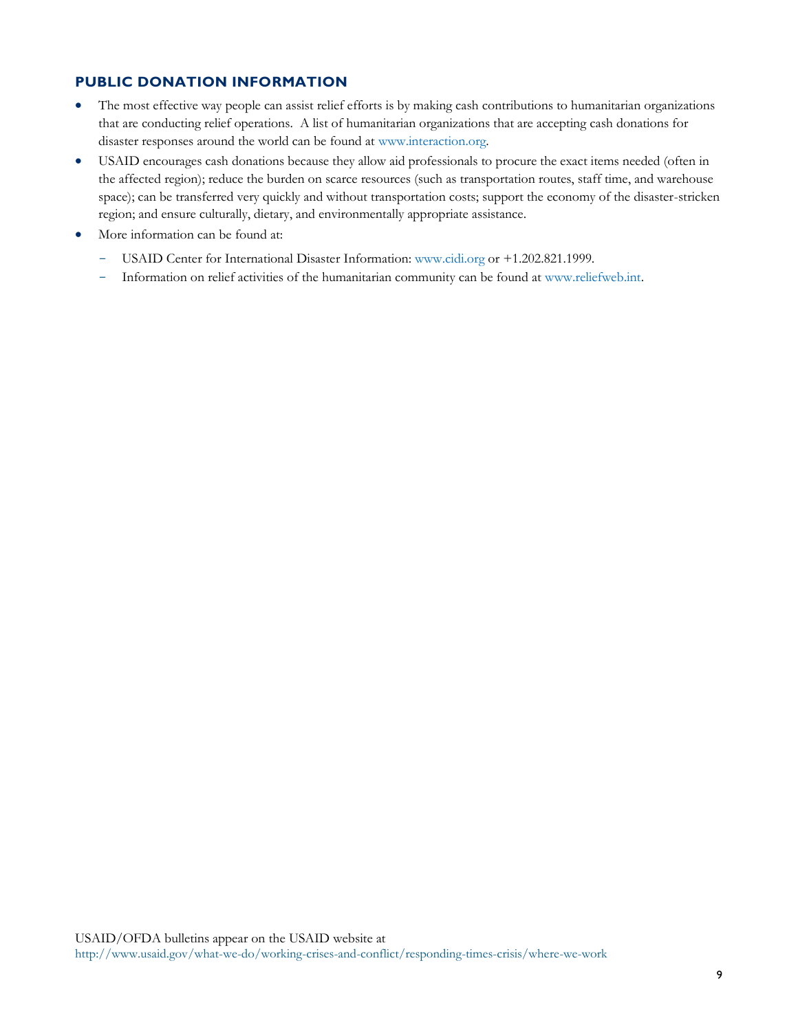## PUBLIC DONATION INFORMATION

- The most effective way people can assist relief efforts is by making cash contributions to humanitarian organizations that are conducting relief operations. A list of humanitarian organizations that are accepting cash donations for disaster responses around the world can be found at www.interaction.org.
- USAID encourages cash donations because they allow aid professionals to procure the exact items needed (often in the affected region); reduce the burden on scarce resources (such as transportation routes, staff time, and warehouse space); can be transferred very quickly and without transportation costs; support the economy of the disaster-stricken region; and ensure culturally, dietary, and environmentally appropriate assistance.
- More information can be found at:
  - USAID Center for International Disaster Information: www.cidi.org or +1.202.821.1999.
  - Information on relief activities of the humanitarian community can be found at www.reliefweb.int.

USAID/OFDA bulletins appear on the USAID website at http://www.usaid.gov/what-we-do/working-crises-and-conflict/responding-times-crisis/where-we-work